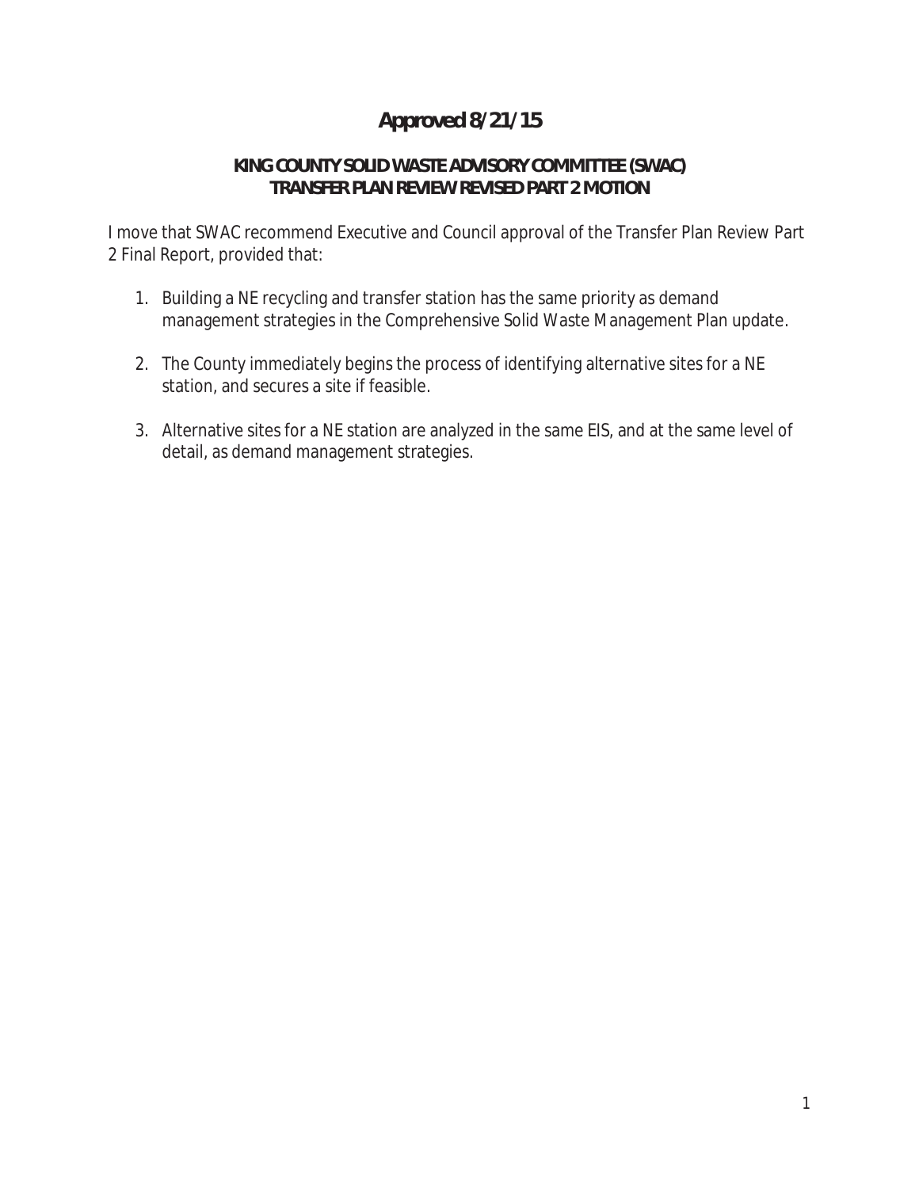# Approved 8/21/15

## KING COUNTY SOLID WASTE ADVISORY COMMITTEE (SWAC)
## TRANSFER PLAN REVIEW REVISED PART 2 MOTION

I move that SWAC recommend Executive and Council approval of the Transfer Plan Review Part 2 Final Report, provided that:

1. Building a NE recycling and transfer station has the same priority as demand management strategies in the Comprehensive Solid Waste Management Plan update.

2. The County immediately begins the process of identifying alternative sites for a NE station, and secures a site if feasible.

3. Alternative sites for a NE station are analyzed in the same EIS, and at the same level of detail, as demand management strategies.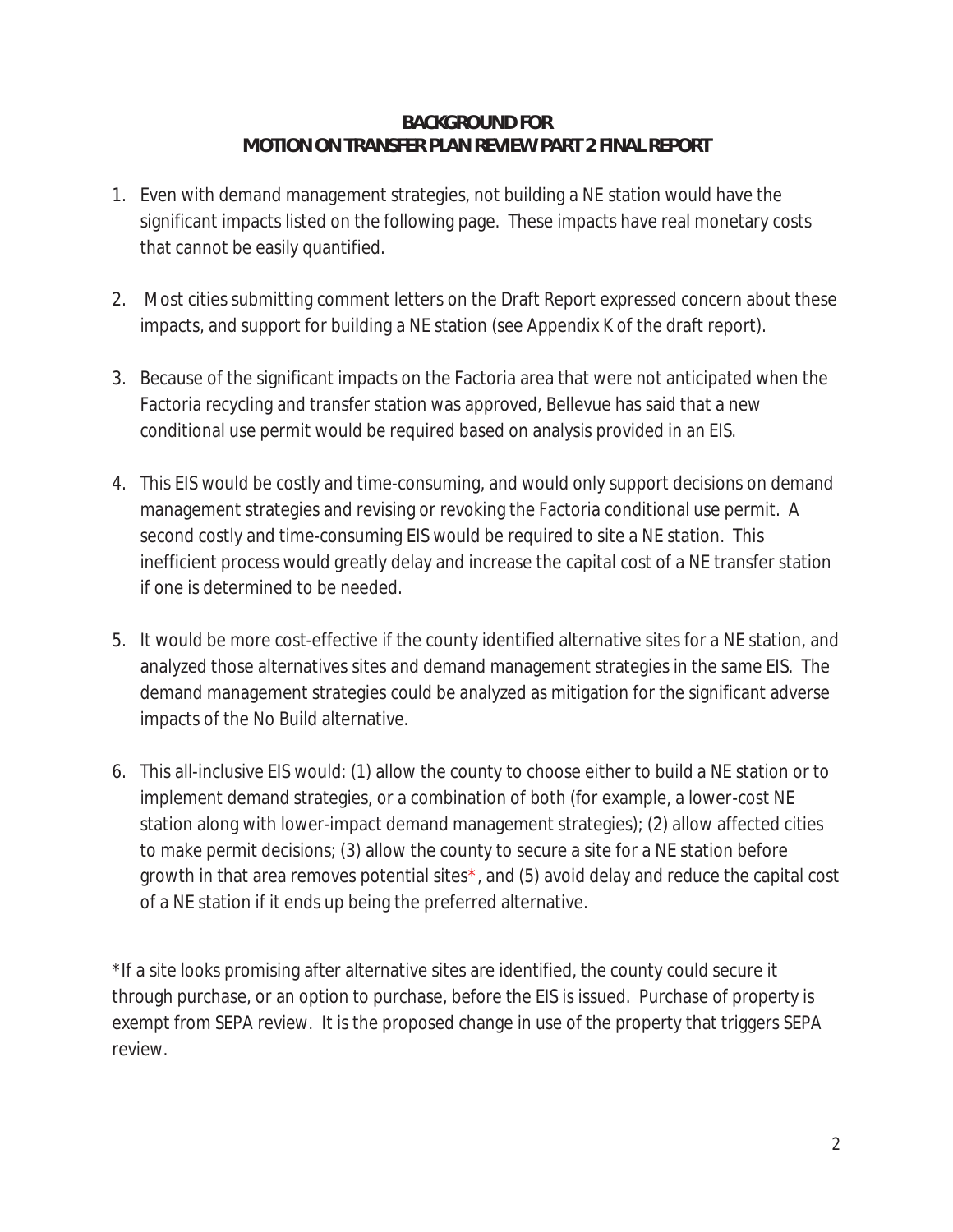**BACKGROUND FOR**
**MOTION ON TRANSFER PLAN REVIEW PART 2 FINAL REPORT**

1. Even with demand management strategies, not building a NE station would have the significant impacts listed on the following page. These impacts have real monetary costs that cannot be easily quantified.

2. Most cities submitting comment letters on the Draft Report expressed concern about these impacts, and support for building a NE station (see Appendix K of the draft report).

3. Because of the significant impacts on the Factoria area that were not anticipated when the Factoria recycling and transfer station was approved, Bellevue has said that a new conditional use permit would be required based on analysis provided in an EIS.

4. This EIS would be costly and time-consuming, and would only support decisions on demand management strategies and revising or revoking the Factoria conditional use permit. A second costly and time-consuming EIS would be required to site a NE station. This inefficient process would greatly delay and increase the capital cost of a NE transfer station if one is determined to be needed.

5. It would be more cost-effective if the county identified alternative sites for a NE station, and analyzed those alternatives sites and demand management strategies in the same EIS. The demand management strategies could be analyzed as mitigation for the significant adverse impacts of the No Build alternative.

6. This all-inclusive EIS would: (1) allow the county to choose either to build a NE station or to implement demand strategies, or a combination of both (for example, a lower-cost NE station along with lower-impact demand management strategies); (2) allow affected cities to make permit decisions; (3) allow the county to secure a site for a NE station before growth in that area removes potential sites*, and (5) avoid delay and reduce the capital cost of a NE station if it ends up being the preferred alternative.

*If a site looks promising after alternative sites are identified, the county could secure it through purchase, or an option to purchase, before the EIS is issued. Purchase of property is exempt from SEPA review. It is the proposed change in use of the property that triggers SEPA review.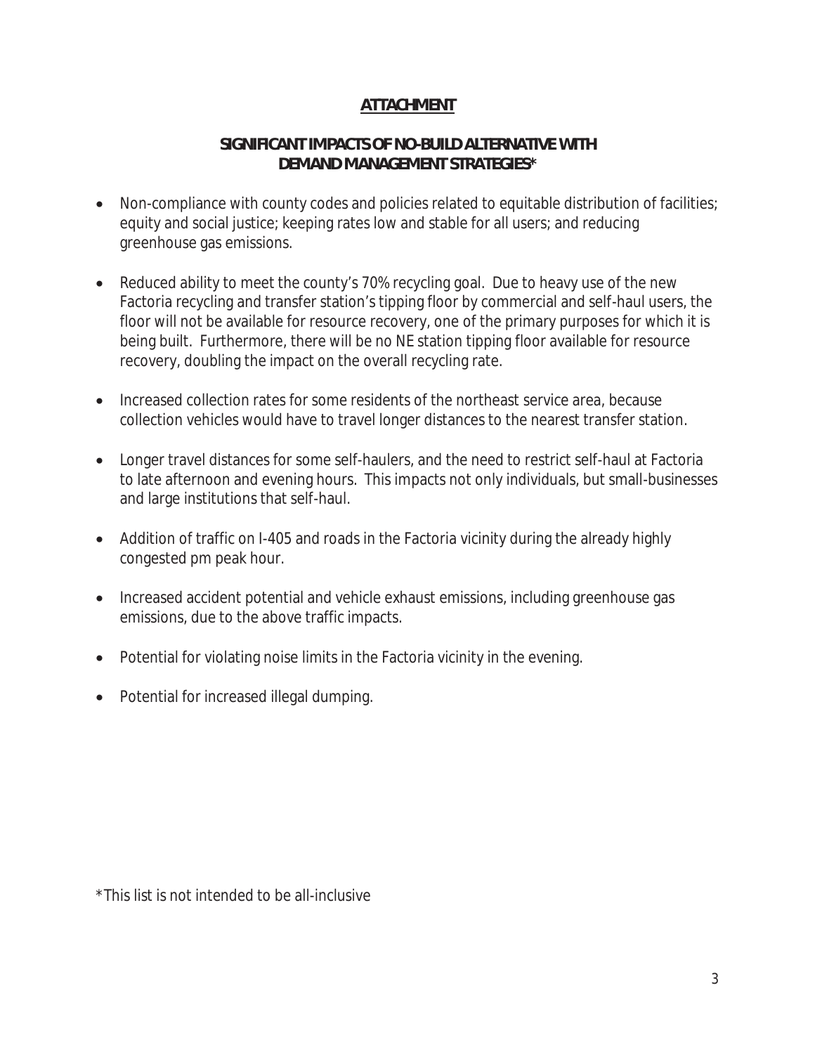**ATTACHMENT**

**SIGNIFICANT IMPACTS OF NO-BUILD ALTERNATIVE WITH DEMAND MANAGEMENT STRATEGIES***

- Non-compliance with county codes and policies related to equitable distribution of facilities; equity and social justice; keeping rates low and stable for all users; and reducing greenhouse gas emissions.
- Reduced ability to meet the county's 70% recycling goal. Due to heavy use of the new Factoria recycling and transfer station's tipping floor by commercial and self-haul users, the floor will not be available for resource recovery, one of the primary purposes for which it is being built. Furthermore, there will be no NE station tipping floor available for resource recovery, doubling the impact on the overall recycling rate.
- Increased collection rates for some residents of the northeast service area, because collection vehicles would have to travel longer distances to the nearest transfer station.
- Longer travel distances for some self-haulers, and the need to restrict self-haul at Factoria to late afternoon and evening hours. This impacts not only individuals, but small-businesses and large institutions that self-haul.
- Addition of traffic on I-405 and roads in the Factoria vicinity during the already highly congested pm peak hour.
- Increased accident potential and vehicle exhaust emissions, including greenhouse gas emissions, due to the above traffic impacts.
- Potential for violating noise limits in the Factoria vicinity in the evening.
- Potential for increased illegal dumping.

*This list is not intended to be all-inclusive